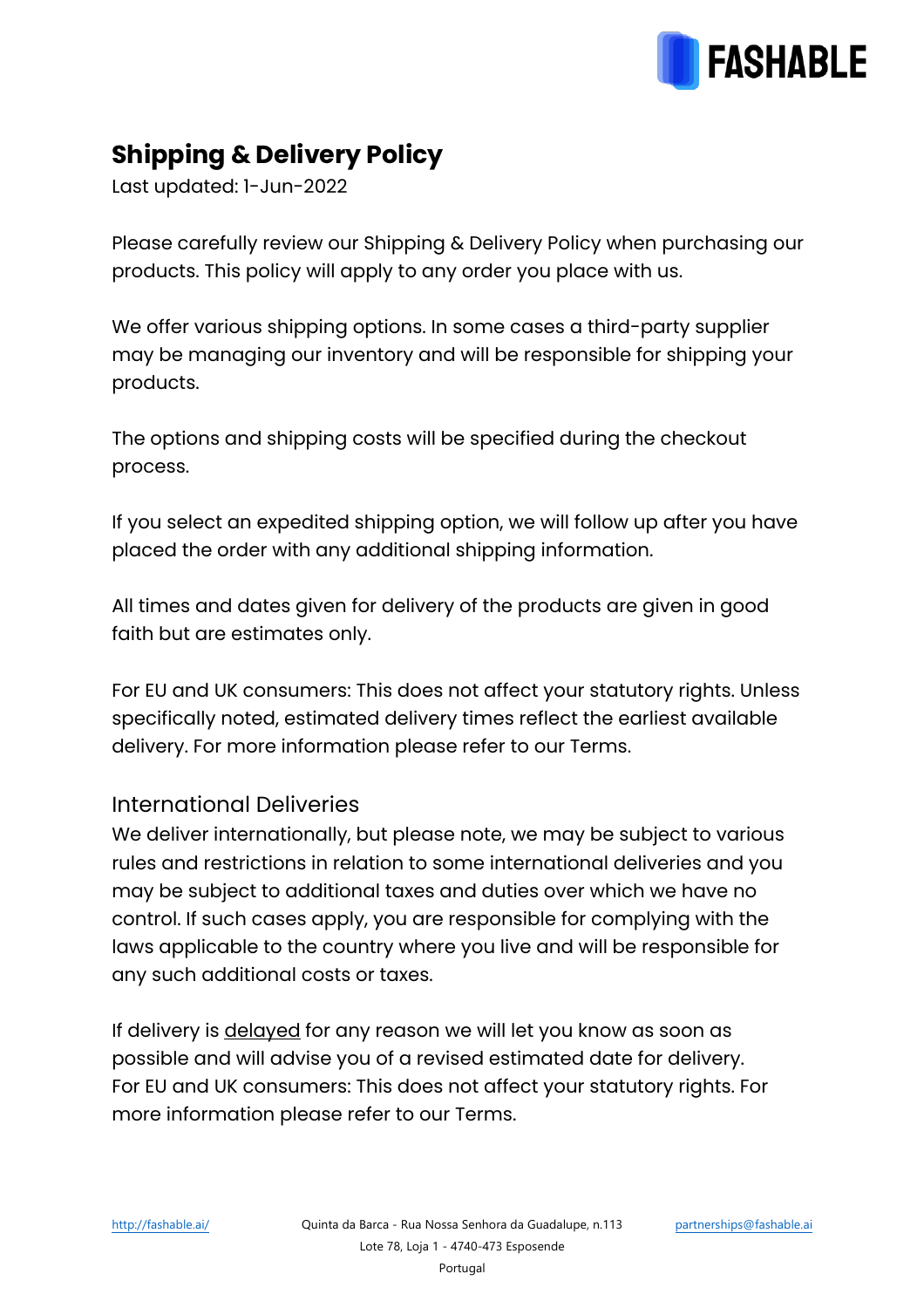# Shipping & Delivery Policy

Last updated: 1-Jun-2022

Please carefully review our Shipping & Delivery Policy when purchasing our products. This policy will apply to any order you place with us.

We offer various shipping options. In some cases a third-party supplier may be managing our inventory and will be responsible for shipping your products.

The options and shipping costs will be specified during the checkout process.

If you select an expedited shipping option, we will follow up after you have placed the order with any additional shipping information.

All times and dates given for delivery of the products are given in good faith but are estimates only.

For EU and UK consumers: This does not affect your statutory rights. Unless specifically noted, estimated delivery times reflect the earliest available delivery. For more information please refer to our Terms.

## International Deliveries

We deliver internationally, but please note, we may be subject to various rules and restrictions in relation to some international deliveries and you may be subject to additional taxes and duties over which we have no control. If such cases apply, you are responsible for complying with the laws applicable to the country where you live and will be responsible for any such additional costs or taxes.

If delivery is delayed for any reason we will let you know as soon as possible and will advise you of a revised estimated date for delivery. For EU and UK consumers: This does not affect your statutory rights. For more information please refer to our Terms.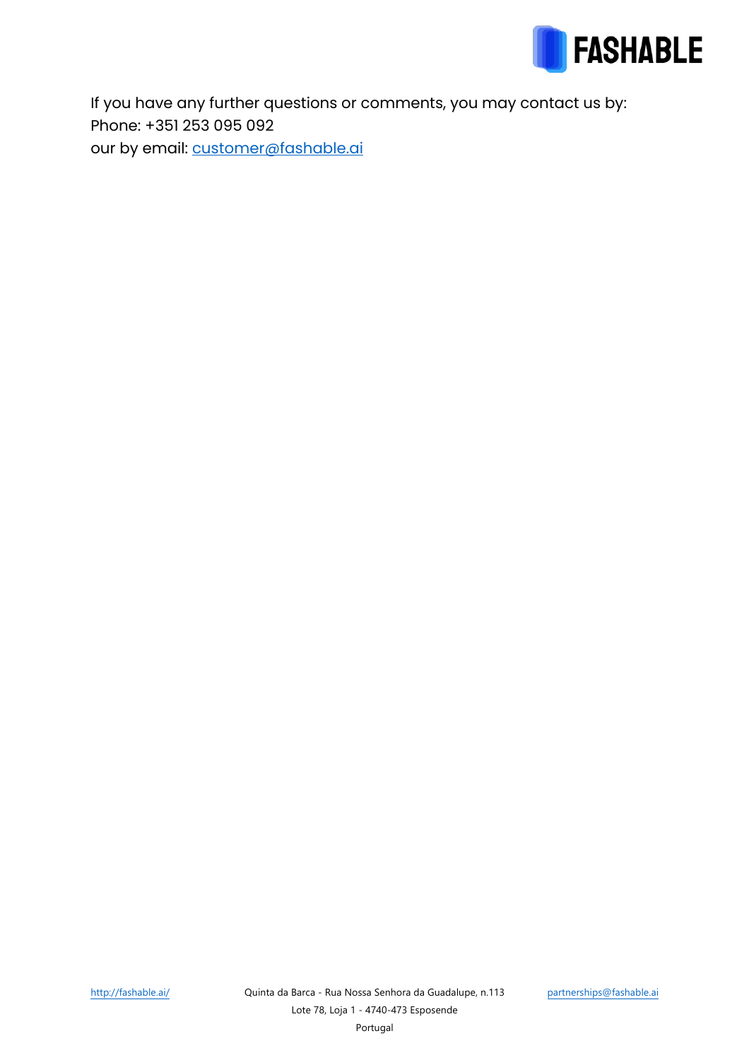If you have any further questions or comments, you may contact us by:
Phone: +351 253 095 092
our by email: customer@fashable.ai